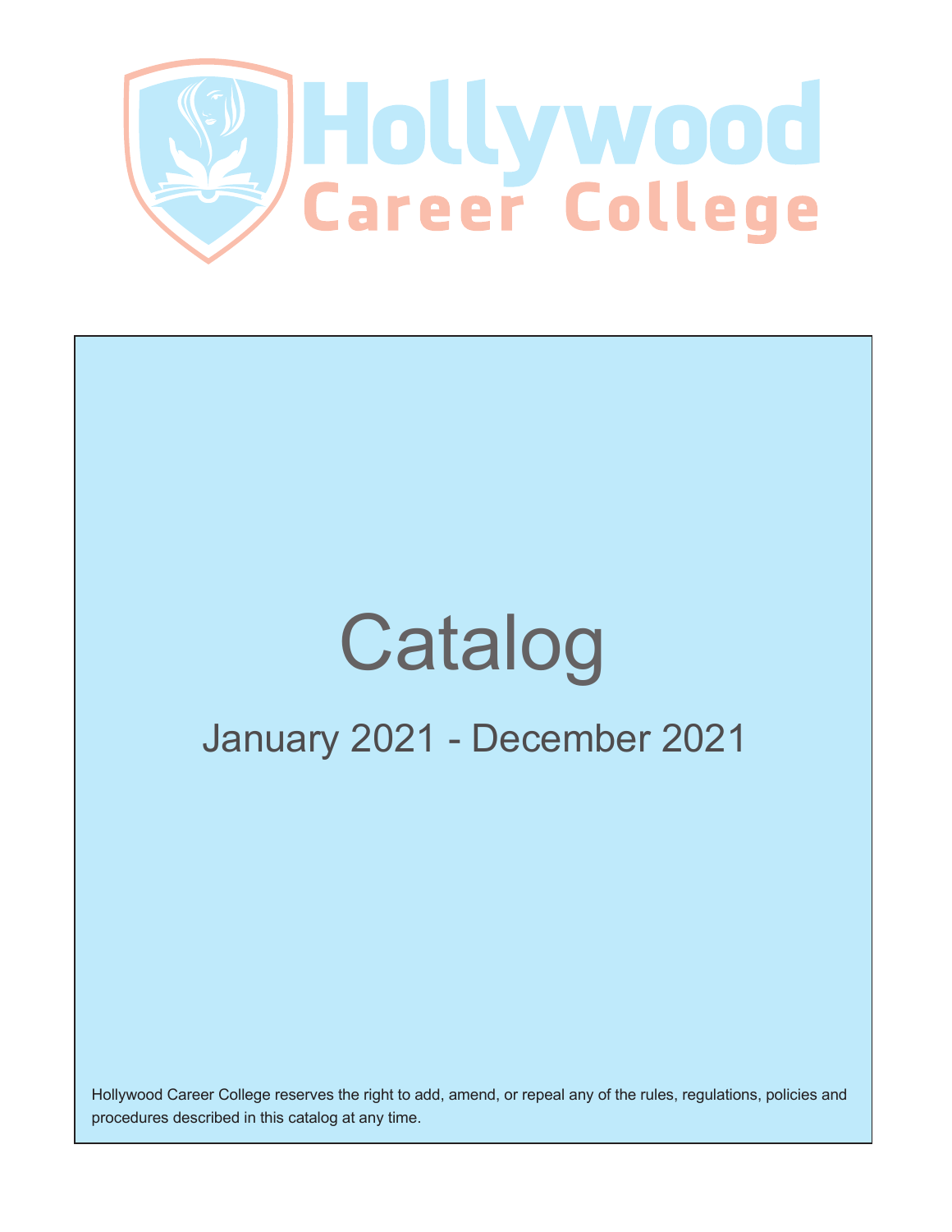# Hollywood Career College

# Catalog

## January 2021 - December 2021

Hollywood Career College reserves the right to add, amend, or repeal any of the rules, regulations, policies and procedures described in this catalog at any time.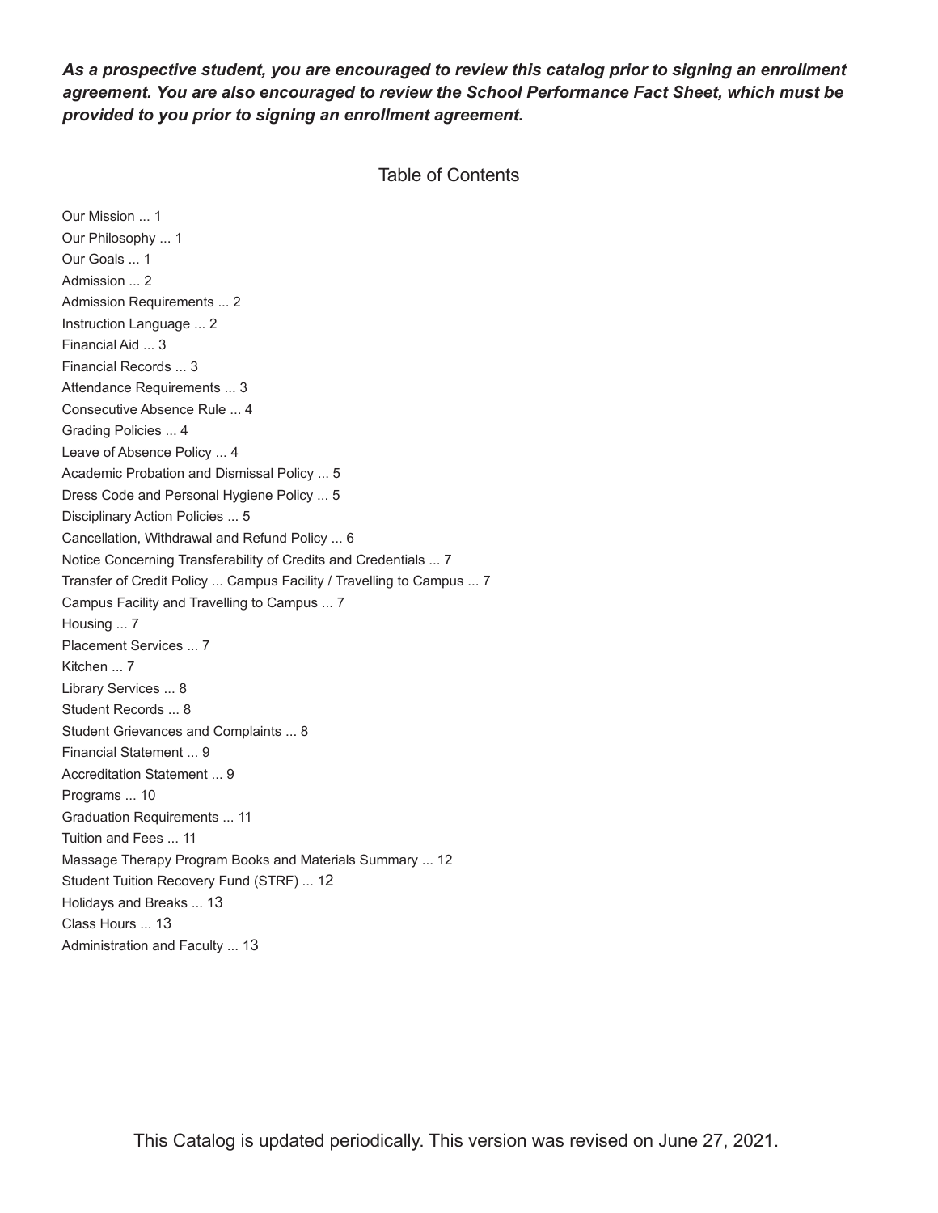***As a prospective student, you are encouraged to review this catalog prior to signing an enrollment agreement. You are also encouraged to review the School Performance Fact Sheet, which must be provided to you prior to signing an enrollment agreement.***

## Table of Contents

Our Mission ... 1
Our Philosophy ... 1
Our Goals ... 1
Admission ... 2
Admission Requirements ... 2
Instruction Language ... 2
Financial Aid ... 3
Financial Records ... 3
Attendance Requirements ... 3
Consecutive Absence Rule ... 4
Grading Policies ... 4
Leave of Absence Policy ... 4
Academic Probation and Dismissal Policy ... 5
Dress Code and Personal Hygiene Policy ... 5
Disciplinary Action Policies ... 5
Cancellation, Withdrawal and Refund Policy ... 6
Notice Concerning Transferability of Credits and Credentials ... 7
Transfer of Credit Policy ... Campus Facility / Travelling to Campus ... 7
Campus Facility and Travelling to Campus ... 7
Housing ... 7
Placement Services ... 7
Kitchen ... 7
Library Services ... 8
Student Records ... 8
Student Grievances and Complaints ... 8
Financial Statement ... 9
Accreditation Statement ... 9
Programs ... 10
Graduation Requirements ... 11
Tuition and Fees ... 11
Massage Therapy Program Books and Materials Summary ... 12
Student Tuition Recovery Fund (STRF) ... 12
Holidays and Breaks ... 13
Class Hours ... 13
Administration and Faculty ... 13

This Catalog is updated periodically. This version was revised on June 27, 2021.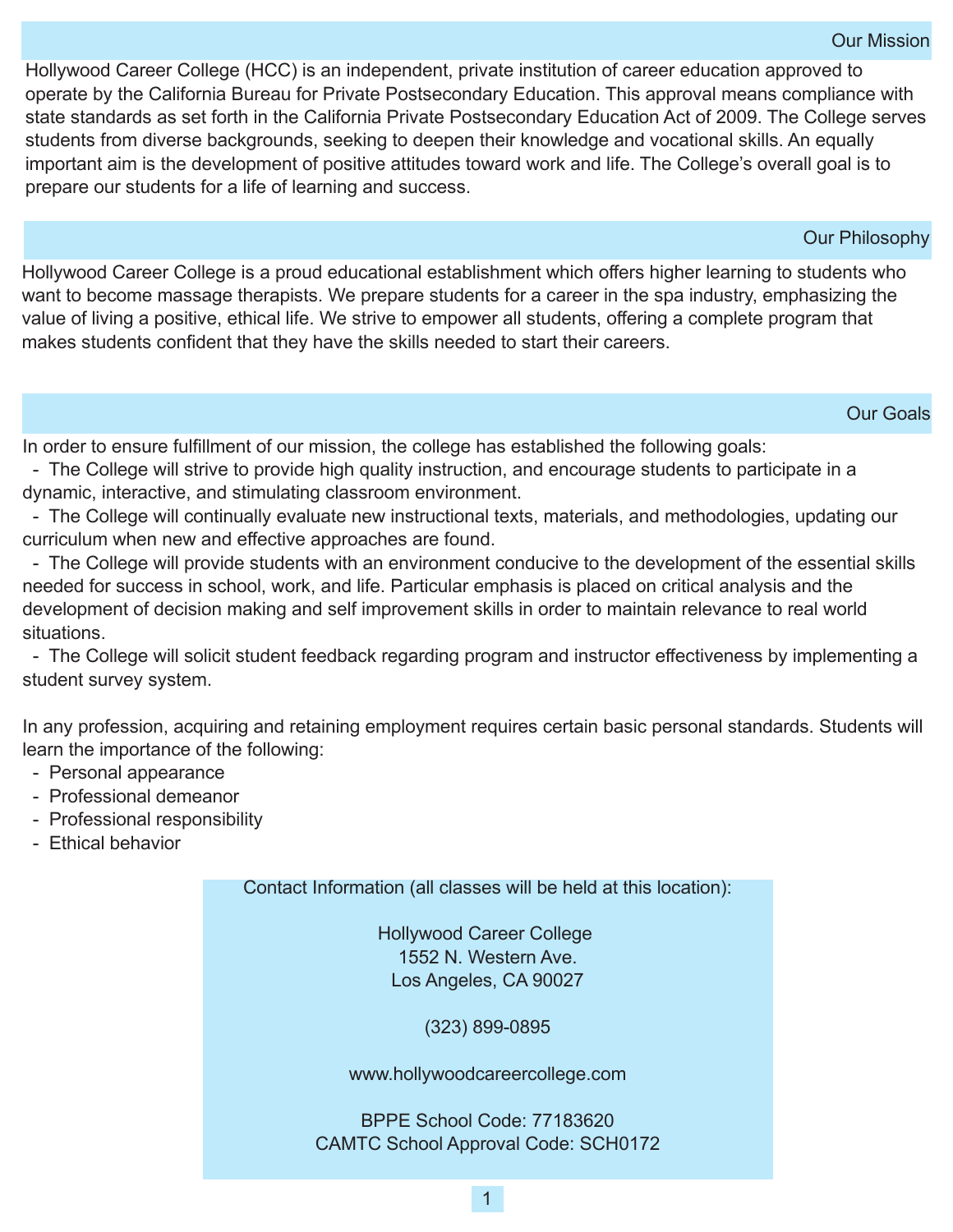## Our Mission

Hollywood Career College (HCC) is an independent, private institution of career education approved to operate by the California Bureau for Private Postsecondary Education. This approval means compliance with state standards as set forth in the California Private Postsecondary Education Act of 2009. The College serves students from diverse backgrounds, seeking to deepen their knowledge and vocational skills. An equally important aim is the development of positive attitudes toward work and life. The College's overall goal is to prepare our students for a life of learning and success.

## Our Philosophy

Hollywood Career College is a proud educational establishment which offers higher learning to students who want to become massage therapists. We prepare students for a career in the spa industry, emphasizing the value of living a positive, ethical life. We strive to empower all students, offering a complete program that makes students confident that they have the skills needed to start their careers.

## Our Goals

In order to ensure fulfillment of our mission, the college has established the following goals:

- The College will strive to provide high quality instruction, and encourage students to participate in a dynamic, interactive, and stimulating classroom environment.
- The College will continually evaluate new instructional texts, materials, and methodologies, updating our curriculum when new and effective approaches are found.
- The College will provide students with an environment conducive to the development of the essential skills needed for success in school, work, and life. Particular emphasis is placed on critical analysis and the development of decision making and self improvement skills in order to maintain relevance to real world situations.
- The College will solicit student feedback regarding program and instructor effectiveness by implementing a student survey system.

In any profession, acquiring and retaining employment requires certain basic personal standards. Students will learn the importance of the following:

- Personal appearance
- Professional demeanor
- Professional responsibility
- Ethical behavior

Contact Information (all classes will be held at this location):

Hollywood Career College
1552 N. Western Ave.
Los Angeles, CA 90027

(323) 899-0895

www.hollywoodcareercollege.com

BPPE School Code: 77183620
CAMTC School Approval Code: SCH0172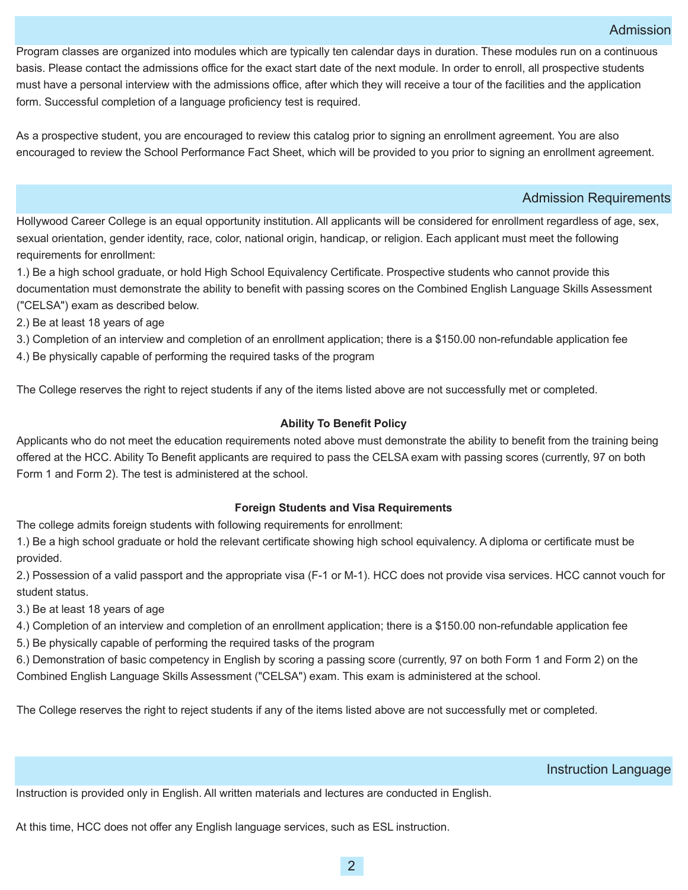## Admission

Program classes are organized into modules which are typically ten calendar days in duration. These modules run on a continuous basis. Please contact the admissions office for the exact start date of the next module. In order to enroll, all prospective students must have a personal interview with the admissions office, after which they will receive a tour of the facilities and the application form. Successful completion of a language proficiency test is required.

As a prospective student, you are encouraged to review this catalog prior to signing an enrollment agreement. You are also encouraged to review the School Performance Fact Sheet, which will be provided to you prior to signing an enrollment agreement.

## Admission Requirements

Hollywood Career College is an equal opportunity institution. All applicants will be considered for enrollment regardless of age, sex, sexual orientation, gender identity, race, color, national origin, handicap, or religion. Each applicant must meet the following requirements for enrollment:

1.) Be a high school graduate, or hold High School Equivalency Certificate. Prospective students who cannot provide this documentation must demonstrate the ability to benefit with passing scores on the Combined English Language Skills Assessment ("CELSA") exam as described below.
2.) Be at least 18 years of age
3.) Completion of an interview and completion of an enrollment application; there is a $150.00 non-refundable application fee
4.) Be physically capable of performing the required tasks of the program

The College reserves the right to reject students if any of the items listed above are not successfully met or completed.

**Ability To Benefit Policy**

Applicants who do not meet the education requirements noted above must demonstrate the ability to benefit from the training being offered at the HCC. Ability To Benefit applicants are required to pass the CELSA exam with passing scores (currently, 97 on both Form 1 and Form 2). The test is administered at the school.

**Foreign Students and Visa Requirements**

The college admits foreign students with following requirements for enrollment:

1.) Be a high school graduate or hold the relevant certificate showing high school equivalency. A diploma or certificate must be provided.
2.) Possession of a valid passport and the appropriate visa (F-1 or M-1). HCC does not provide visa services. HCC cannot vouch for student status.
3.) Be at least 18 years of age
4.) Completion of an interview and completion of an enrollment application; there is a $150.00 non-refundable application fee
5.) Be physically capable of performing the required tasks of the program
6.) Demonstration of basic competency in English by scoring a passing score (currently, 97 on both Form 1 and Form 2) on the Combined English Language Skills Assessment ("CELSA") exam. This exam is administered at the school.

The College reserves the right to reject students if any of the items listed above are not successfully met or completed.

## Instruction Language

Instruction is provided only in English. All written materials and lectures are conducted in English.

At this time, HCC does not offer any English language services, such as ESL instruction.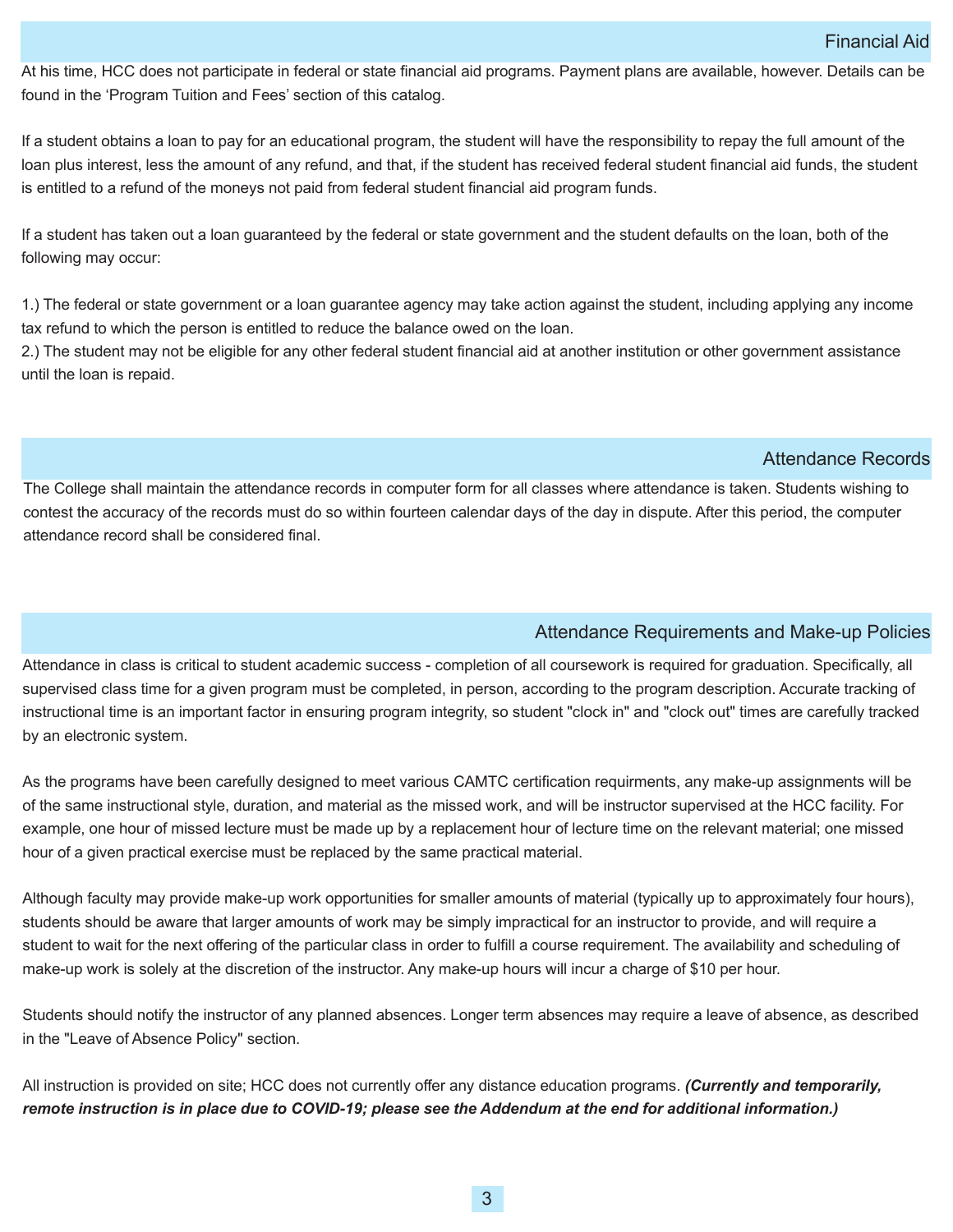## Financial Aid

At his time, HCC does not participate in federal or state financial aid programs. Payment plans are available, however. Details can be found in the 'Program Tuition and Fees' section of this catalog.

If a student obtains a loan to pay for an educational program, the student will have the responsibility to repay the full amount of the loan plus interest, less the amount of any refund, and that, if the student has received federal student financial aid funds, the student is entitled to a refund of the moneys not paid from federal student financial aid program funds.

If a student has taken out a loan guaranteed by the federal or state government and the student defaults on the loan, both of the following may occur:

1.) The federal or state government or a loan guarantee agency may take action against the student, including applying any income tax refund to which the person is entitled to reduce the balance owed on the loan.
2.) The student may not be eligible for any other federal student financial aid at another institution or other government assistance until the loan is repaid.

## Attendance Records

The College shall maintain the attendance records in computer form for all classes where attendance is taken. Students wishing to contest the accuracy of the records must do so within fourteen calendar days of the day in dispute. After this period, the computer attendance record shall be considered final.

## Attendance Requirements and Make-up Policies

Attendance in class is critical to student academic success - completion of all coursework is required for graduation. Specifically, all supervised class time for a given program must be completed, in person, according to the program description. Accurate tracking of instructional time is an important factor in ensuring program integrity, so student "clock in" and "clock out" times are carefully tracked by an electronic system.

As the programs have been carefully designed to meet various CAMTC certification requirments, any make-up assignments will be of the same instructional style, duration, and material as the missed work, and will be instructor supervised at the HCC facility. For example, one hour of missed lecture must be made up by a replacement hour of lecture time on the relevant material; one missed hour of a given practical exercise must be replaced by the same practical material.

Although faculty may provide make-up work opportunities for smaller amounts of material (typically up to approximately four hours), students should be aware that larger amounts of work may be simply impractical for an instructor to provide, and will require a student to wait for the next offering of the particular class in order to fulfill a course requirement. The availability and scheduling of make-up work is solely at the discretion of the instructor. Any make-up hours will incur a charge of $10 per hour.

Students should notify the instructor of any planned absences. Longer term absences may require a leave of absence, as described in the "Leave of Absence Policy" section.

All instruction is provided on site; HCC does not currently offer any distance education programs. ***(Currently and temporarily, remote instruction is in place due to COVID-19; please see the Addendum at the end for additional information.)***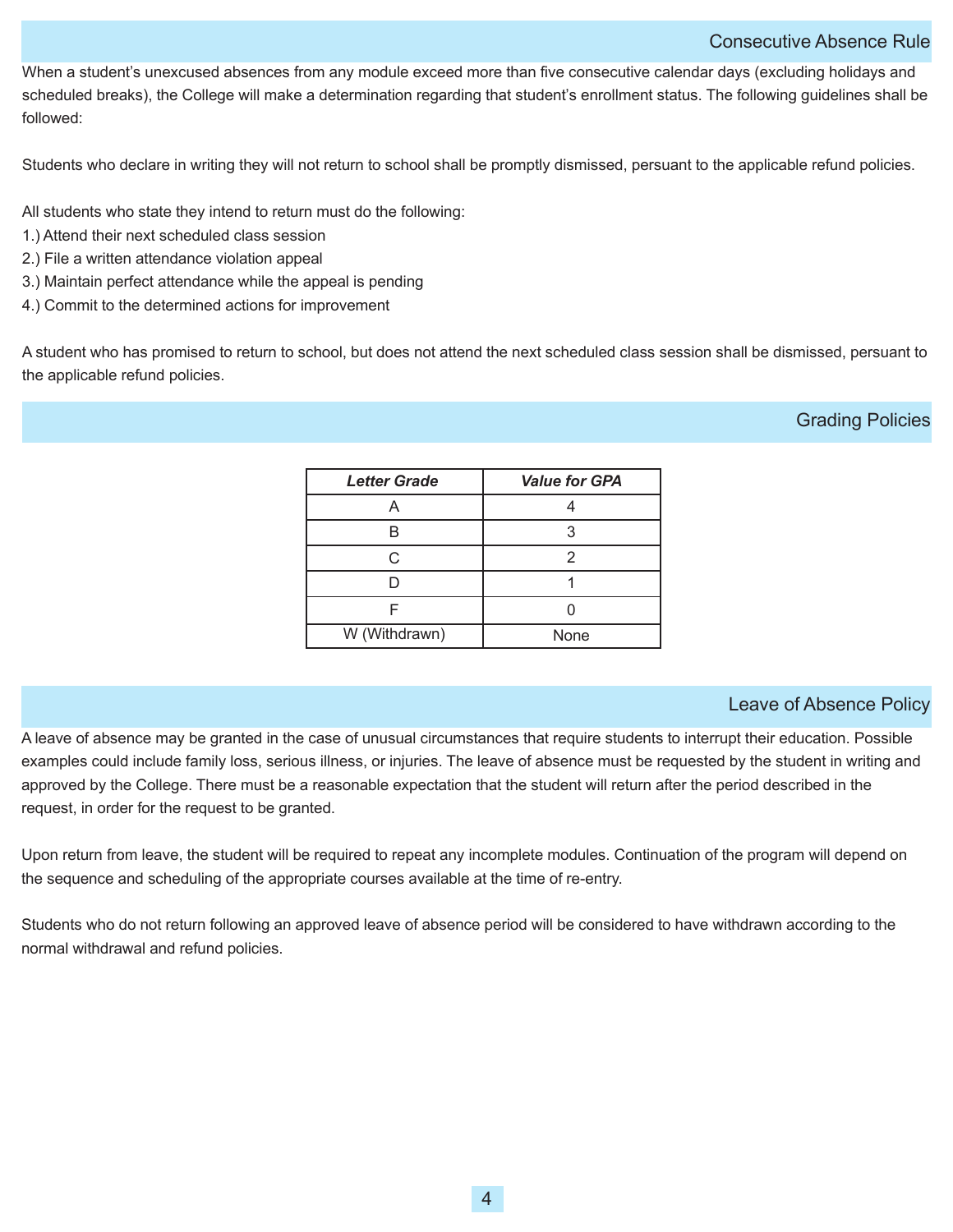## Consecutive Absence Rule

When a student’s unexcused absences from any module exceed more than five consecutive calendar days (excluding holidays and scheduled breaks), the College will make a determination regarding that student’s enrollment status. The following guidelines shall be followed:

Students who declare in writing they will not return to school shall be promptly dismissed, persuant to the applicable refund policies.

All students who state they intend to return must do the following:

1.) Attend their next scheduled class session
2.) File a written attendance violation appeal
3.) Maintain perfect attendance while the appeal is pending
4.) Commit to the determined actions for improvement

A student who has promised to return to school, but does not attend the next scheduled class session shall be dismissed, persuant to the applicable refund policies.

## Grading Policies

| *Letter Grade* | *Value for GPA* |
| --- | --- |
| A | 4 |
| B | 3 |
| C | 2 |
| D | 1 |
| F | 0 |
| W (Withdrawn) | None |

## Leave of Absence Policy

A leave of absence may be granted in the case of unusual circumstances that require students to interrupt their education. Possible examples could include family loss, serious illness, or injuries. The leave of absence must be requested by the student in writing and approved by the College. There must be a reasonable expectation that the student will return after the period described in the request, in order for the request to be granted.

Upon return from leave, the student will be required to repeat any incomplete modules. Continuation of the program will depend on the sequence and scheduling of the appropriate courses available at the time of re-entry.

Students who do not return following an approved leave of absence period will be considered to have withdrawn according to the normal withdrawal and refund policies.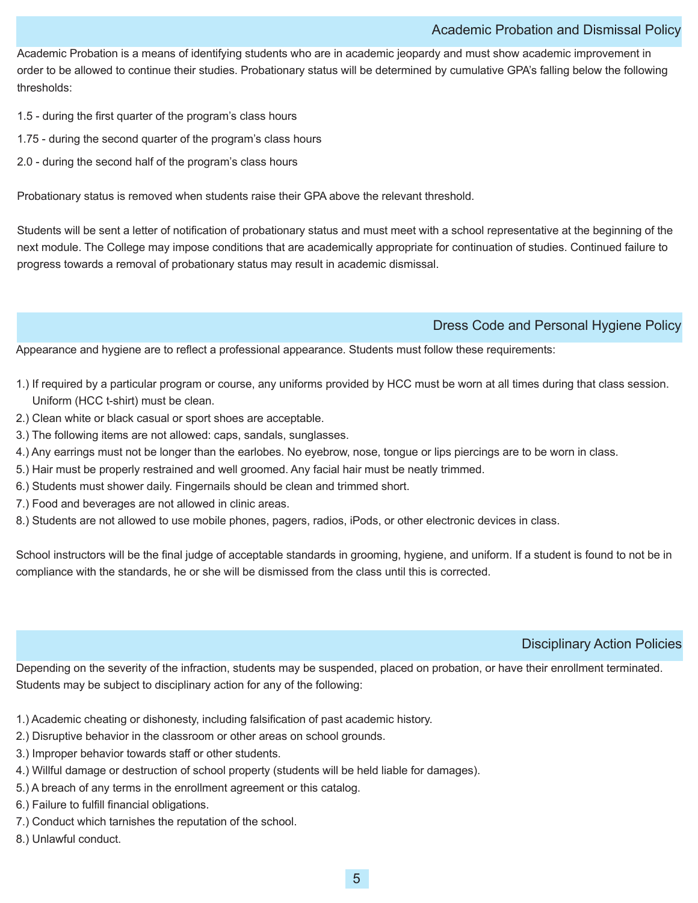## Academic Probation and Dismissal Policy

Academic Probation is a means of identifying students who are in academic jeopardy and must show academic improvement in order to be allowed to continue their studies. Probationary status will be determined by cumulative GPA's falling below the following thresholds:

1.5 - during the first quarter of the program's class hours

1.75 - during the second quarter of the program's class hours

2.0 - during the second half of the program's class hours

Probationary status is removed when students raise their GPA above the relevant threshold.

Students will be sent a letter of notification of probationary status and must meet with a school representative at the beginning of the next module. The College may impose conditions that are academically appropriate for continuation of studies. Continued failure to progress towards a removal of probationary status may result in academic dismissal.

## Dress Code and Personal Hygiene Policy

Appearance and hygiene are to reflect a professional appearance. Students must follow these requirements:

1.) If required by a particular program or course, any uniforms provided by HCC must be worn at all times during that class session. Uniform (HCC t-shirt) must be clean.
2.) Clean white or black casual or sport shoes are acceptable.
3.) The following items are not allowed: caps, sandals, sunglasses.
4.) Any earrings must not be longer than the earlobes. No eyebrow, nose, tongue or lips piercings are to be worn in class.
5.) Hair must be properly restrained and well groomed. Any facial hair must be neatly trimmed.
6.) Students must shower daily. Fingernails should be clean and trimmed short.
7.) Food and beverages are not allowed in clinic areas.
8.) Students are not allowed to use mobile phones, pagers, radios, iPods, or other electronic devices in class.

School instructors will be the final judge of acceptable standards in grooming, hygiene, and uniform. If a student is found to not be in compliance with the standards, he or she will be dismissed from the class until this is corrected.

## Disciplinary Action Policies

Depending on the severity of the infraction, students may be suspended, placed on probation, or have their enrollment terminated. Students may be subject to disciplinary action for any of the following:

1.) Academic cheating or dishonesty, including falsification of past academic history.
2.) Disruptive behavior in the classroom or other areas on school grounds.
3.) Improper behavior towards staff or other students.
4.) Willful damage or destruction of school property (students will be held liable for damages).
5.) A breach of any terms in the enrollment agreement or this catalog.
6.) Failure to fulfill financial obligations.
7.) Conduct which tarnishes the reputation of the school.
8.) Unlawful conduct.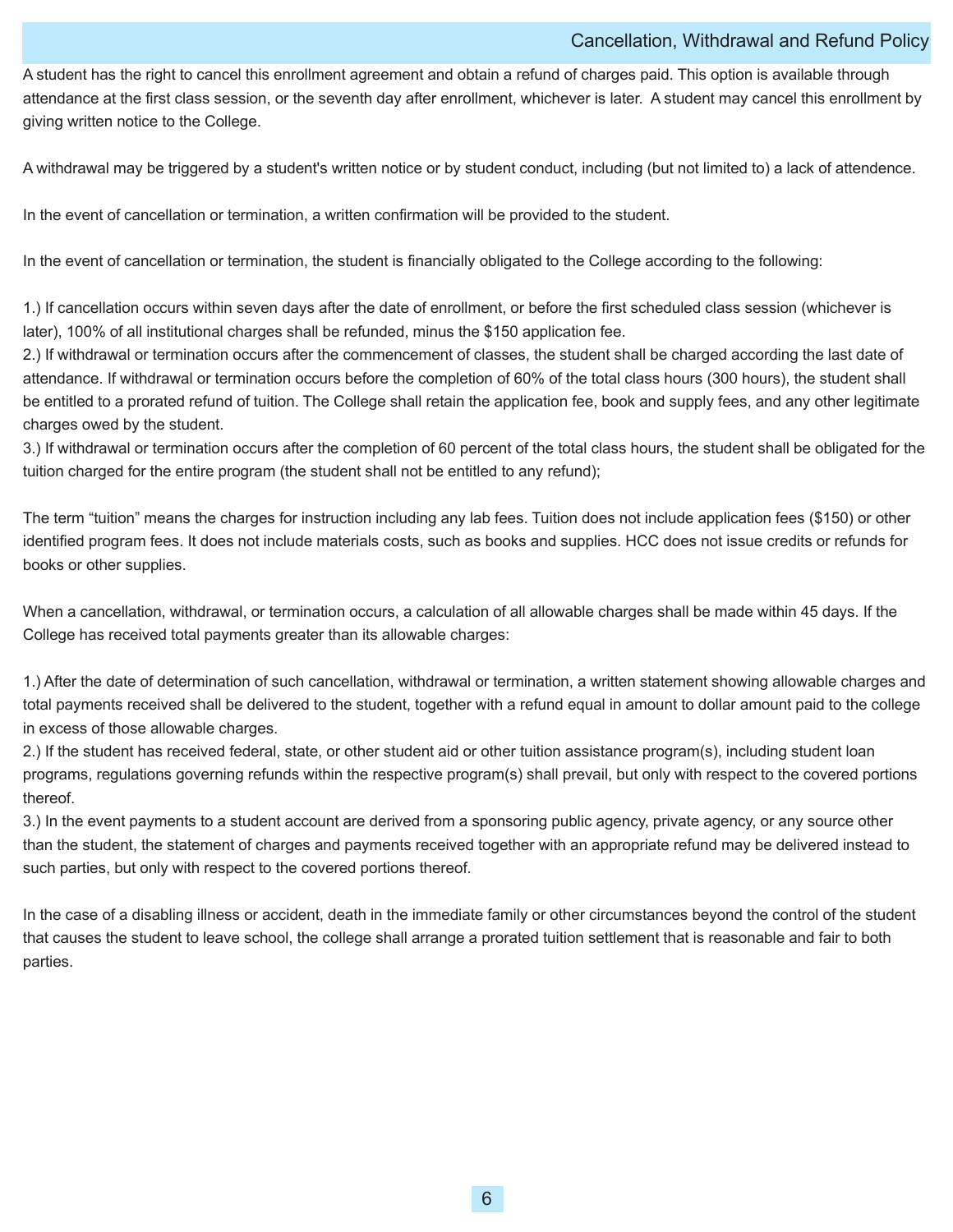## Cancellation, Withdrawal and Refund Policy

A student has the right to cancel this enrollment agreement and obtain a refund of charges paid. This option is available through attendance at the first class session, or the seventh day after enrollment, whichever is later. A student may cancel this enrollment by giving written notice to the College.

A withdrawal may be triggered by a student's written notice or by student conduct, including (but not limited to) a lack of attendence.

In the event of cancellation or termination, a written confirmation will be provided to the student.

In the event of cancellation or termination, the student is financially obligated to the College according to the following:

1.) If cancellation occurs within seven days after the date of enrollment, or before the first scheduled class session (whichever is later), 100% of all institutional charges shall be refunded, minus the $150 application fee.
2.) If withdrawal or termination occurs after the commencement of classes, the student shall be charged according the last date of attendance. If withdrawal or termination occurs before the completion of 60% of the total class hours (300 hours), the student shall be entitled to a prorated refund of tuition. The College shall retain the application fee, book and supply fees, and any other legitimate charges owed by the student.
3.) If withdrawal or termination occurs after the completion of 60 percent of the total class hours, the student shall be obligated for the tuition charged for the entire program (the student shall not be entitled to any refund);

The term “tuition” means the charges for instruction including any lab fees. Tuition does not include application fees ($150) or other identified program fees. It does not include materials costs, such as books and supplies. HCC does not issue credits or refunds for books or other supplies.

When a cancellation, withdrawal, or termination occurs, a calculation of all allowable charges shall be made within 45 days. If the College has received total payments greater than its allowable charges:

1.) After the date of determination of such cancellation, withdrawal or termination, a written statement showing allowable charges and total payments received shall be delivered to the student, together with a refund equal in amount to dollar amount paid to the college in excess of those allowable charges.
2.) If the student has received federal, state, or other student aid or other tuition assistance program(s), including student loan programs, regulations governing refunds within the respective program(s) shall prevail, but only with respect to the covered portions thereof.
3.) In the event payments to a student account are derived from a sponsoring public agency, private agency, or any source other than the student, the statement of charges and payments received together with an appropriate refund may be delivered instead to such parties, but only with respect to the covered portions thereof.

In the case of a disabling illness or accident, death in the immediate family or other circumstances beyond the control of the student that causes the student to leave school, the college shall arrange a prorated tuition settlement that is reasonable and fair to both parties.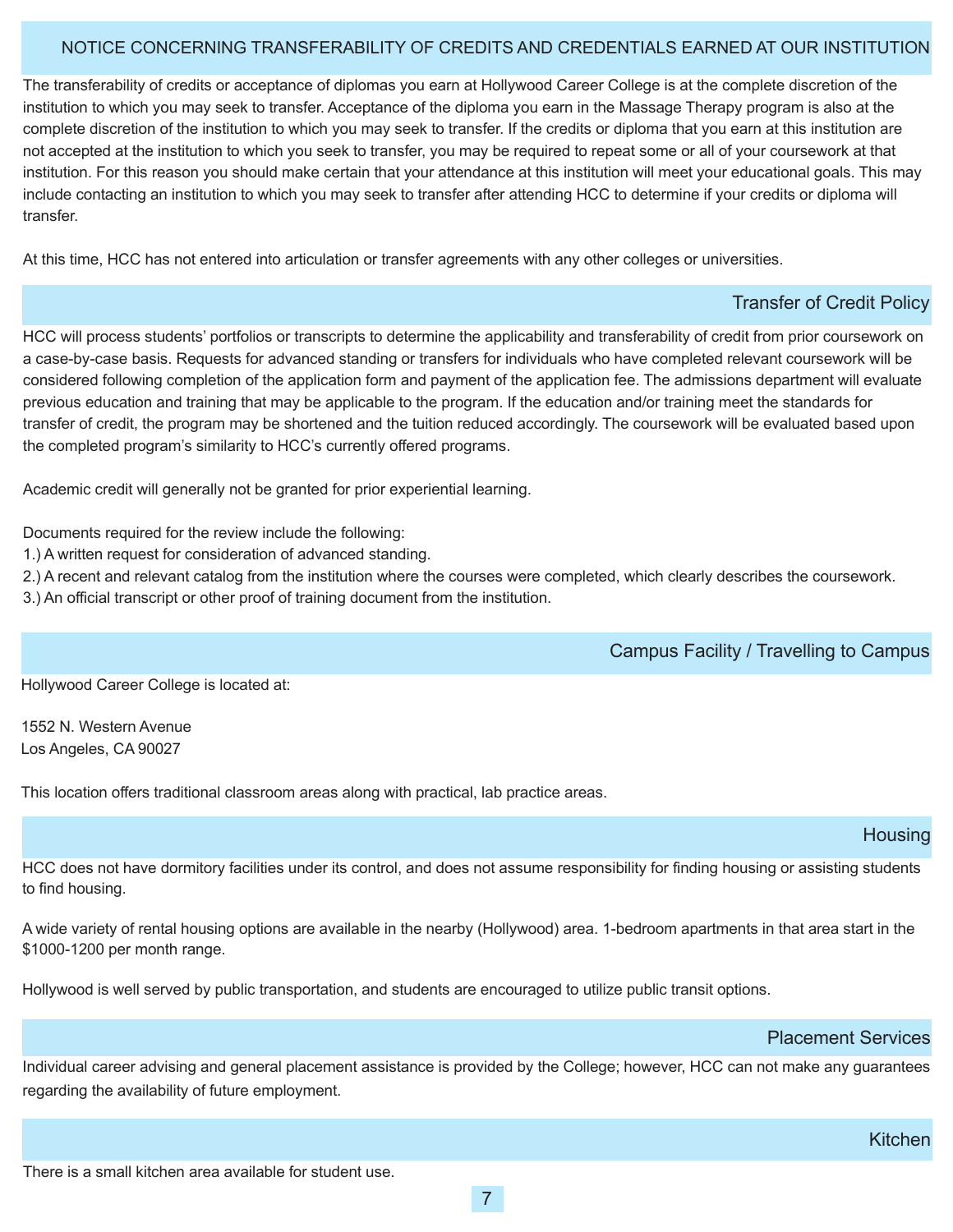## NOTICE CONCERNING TRANSFERABILITY OF CREDITS AND CREDENTIALS EARNED AT OUR INSTITUTION

The transferability of credits or acceptance of diplomas you earn at Hollywood Career College is at the complete discretion of the institution to which you may seek to transfer. Acceptance of the diploma you earn in the Massage Therapy program is also at the complete discretion of the institution to which you may seek to transfer. If the credits or diploma that you earn at this institution are not accepted at the institution to which you seek to transfer, you may be required to repeat some or all of your coursework at that institution. For this reason you should make certain that your attendance at this institution will meet your educational goals. This may include contacting an institution to which you may seek to transfer after attending HCC to determine if your credits or diploma will transfer.

At this time, HCC has not entered into articulation or transfer agreements with any other colleges or universities.

## Transfer of Credit Policy

HCC will process students' portfolios or transcripts to determine the applicability and transferability of credit from prior coursework on a case-by-case basis. Requests for advanced standing or transfers for individuals who have completed relevant coursework will be considered following completion of the application form and payment of the application fee. The admissions department will evaluate previous education and training that may be applicable to the program. If the education and/or training meet the standards for transfer of credit, the program may be shortened and the tuition reduced accordingly. The coursework will be evaluated based upon the completed program's similarity to HCC's currently offered programs.

Academic credit will generally not be granted for prior experiential learning.

Documents required for the review include the following:

1.) A written request for consideration of advanced standing.
2.) A recent and relevant catalog from the institution where the courses were completed, which clearly describes the coursework.
3.) An official transcript or other proof of training document from the institution.

## Campus Facility / Travelling to Campus

Hollywood Career College is located at:

1552 N. Western Avenue
Los Angeles, CA 90027

This location offers traditional classroom areas along with practical, lab practice areas.

## Housing

HCC does not have dormitory facilities under its control, and does not assume responsibility for finding housing or assisting students to find housing.

A wide variety of rental housing options are available in the nearby (Hollywood) area. 1-bedroom apartments in that area start in the $1000-1200 per month range.

Hollywood is well served by public transportation, and students are encouraged to utilize public transit options.

## Placement Services

Individual career advising and general placement assistance is provided by the College; however, HCC can not make any guarantees regarding the availability of future employment.

## Kitchen

There is a small kitchen area available for student use.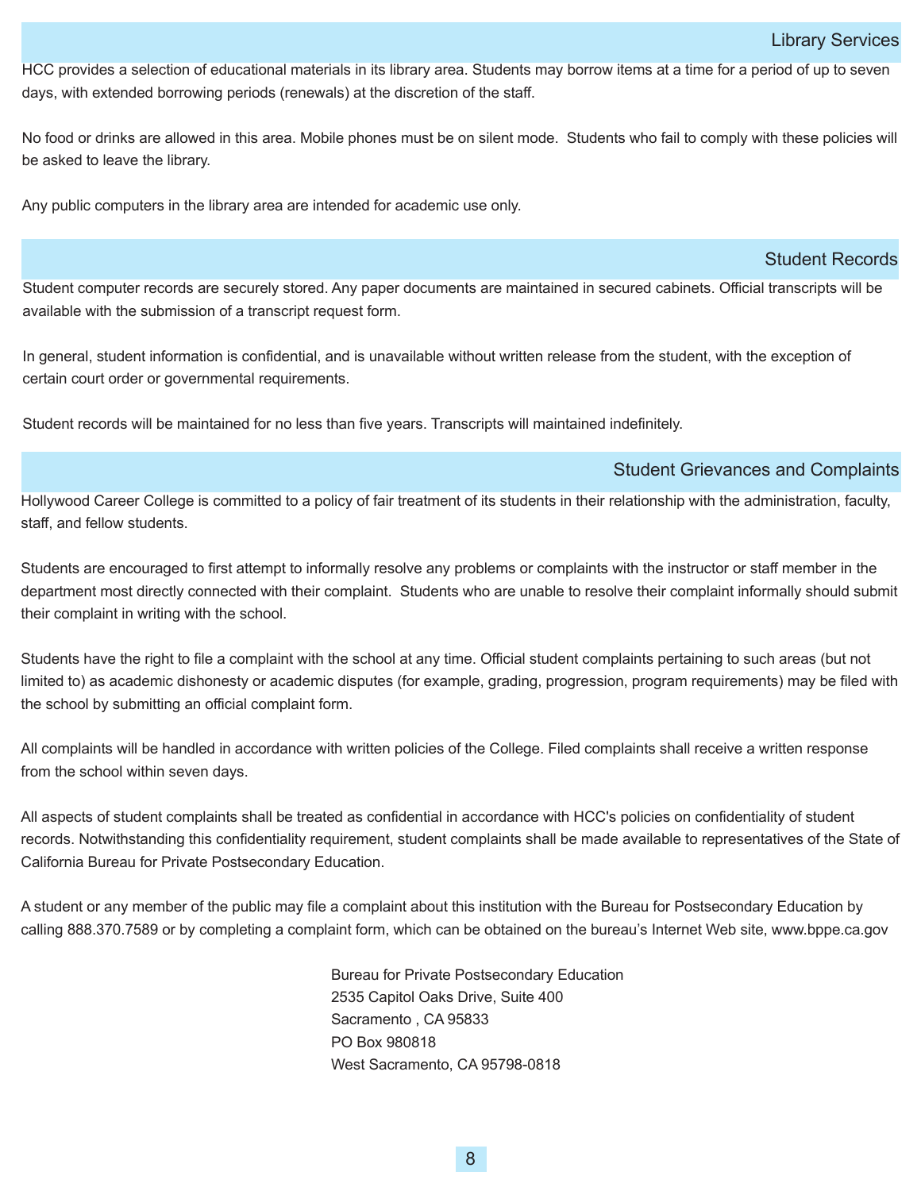## Library Services

HCC provides a selection of educational materials in its library area. Students may borrow items at a time for a period of up to seven days, with extended borrowing periods (renewals) at the discretion of the staff.

No food or drinks are allowed in this area. Mobile phones must be on silent mode. Students who fail to comply with these policies will be asked to leave the library.

Any public computers in the library area are intended for academic use only.

## Student Records

Student computer records are securely stored. Any paper documents are maintained in secured cabinets. Official transcripts will be available with the submission of a transcript request form.

In general, student information is confidential, and is unavailable without written release from the student, with the exception of certain court order or governmental requirements.

Student records will be maintained for no less than five years. Transcripts will maintained indefinitely.

## Student Grievances and Complaints

Hollywood Career College is committed to a policy of fair treatment of its students in their relationship with the administration, faculty, staff, and fellow students.

Students are encouraged to first attempt to informally resolve any problems or complaints with the instructor or staff member in the department most directly connected with their complaint. Students who are unable to resolve their complaint informally should submit their complaint in writing with the school.

Students have the right to file a complaint with the school at any time. Official student complaints pertaining to such areas (but not limited to) as academic dishonesty or academic disputes (for example, grading, progression, program requirements) may be filed with the school by submitting an official complaint form.

All complaints will be handled in accordance with written policies of the College. Filed complaints shall receive a written response from the school within seven days.

All aspects of student complaints shall be treated as confidential in accordance with HCC's policies on confidentiality of student records. Notwithstanding this confidentiality requirement, student complaints shall be made available to representatives of the State of California Bureau for Private Postsecondary Education.

A student or any member of the public may file a complaint about this institution with the Bureau for Postsecondary Education by calling 888.370.7589 or by completing a complaint form, which can be obtained on the bureau's Internet Web site, www.bppe.ca.gov

Bureau for Private Postsecondary Education
2535 Capitol Oaks Drive, Suite 400
Sacramento , CA 95833
PO Box 980818
West Sacramento, CA 95798-0818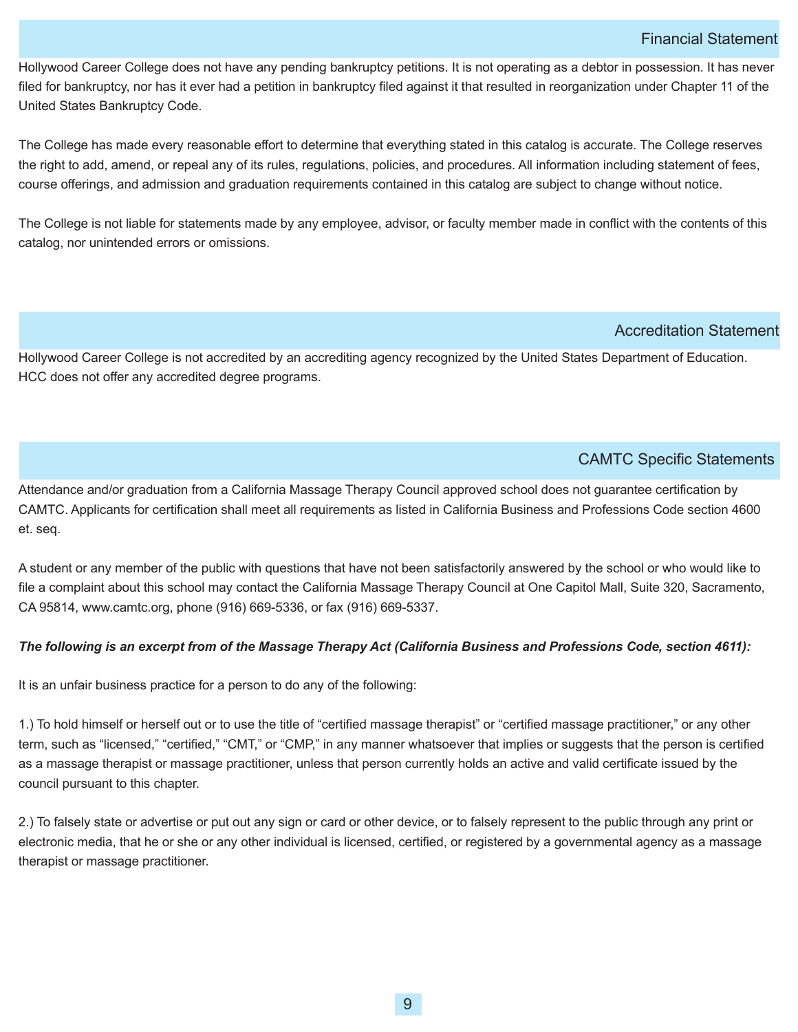## Financial Statement

Hollywood Career College does not have any pending bankruptcy petitions. It is not operating as a debtor in possession. It has never filed for bankruptcy, nor has it ever had a petition in bankruptcy filed against it that resulted in reorganization under Chapter 11 of the United States Bankruptcy Code.

The College has made every reasonable effort to determine that everything stated in this catalog is accurate. The College reserves the right to add, amend, or repeal any of its rules, regulations, policies, and procedures. All information including statement of fees, course offerings, and admission and graduation requirements contained in this catalog are subject to change without notice.

The College is not liable for statements made by any employee, advisor, or faculty member made in conflict with the contents of this catalog, nor unintended errors or omissions.

## Accreditation Statement

Hollywood Career College is not accredited by an accrediting agency recognized by the United States Department of Education. HCC does not offer any accredited degree programs.

## CAMTC Specific Statements

Attendance and/or graduation from a California Massage Therapy Council approved school does not guarantee certification by CAMTC. Applicants for certification shall meet all requirements as listed in California Business and Professions Code section 4600 et. seq.

A student or any member of the public with questions that have not been satisfactorily answered by the school or who would like to file a complaint about this school may contact the California Massage Therapy Council at One Capitol Mall, Suite 320, Sacramento, CA 95814, www.camtc.org, phone (916) 669-5336, or fax (916) 669-5337.

***The following is an excerpt from of the Massage Therapy Act (California Business and Professions Code, section 4611):***

It is an unfair business practice for a person to do any of the following:

1.) To hold himself or herself out or to use the title of “certified massage therapist” or “certified massage practitioner,” or any other term, such as “licensed,” “certified,” “CMT,” or “CMP,” in any manner whatsoever that implies or suggests that the person is certified as a massage therapist or massage practitioner, unless that person currently holds an active and valid certificate issued by the council pursuant to this chapter.

2.) To falsely state or advertise or put out any sign or card or other device, or to falsely represent to the public through any print or electronic media, that he or she or any other individual is licensed, certified, or registered by a governmental agency as a massage therapist or massage practitioner.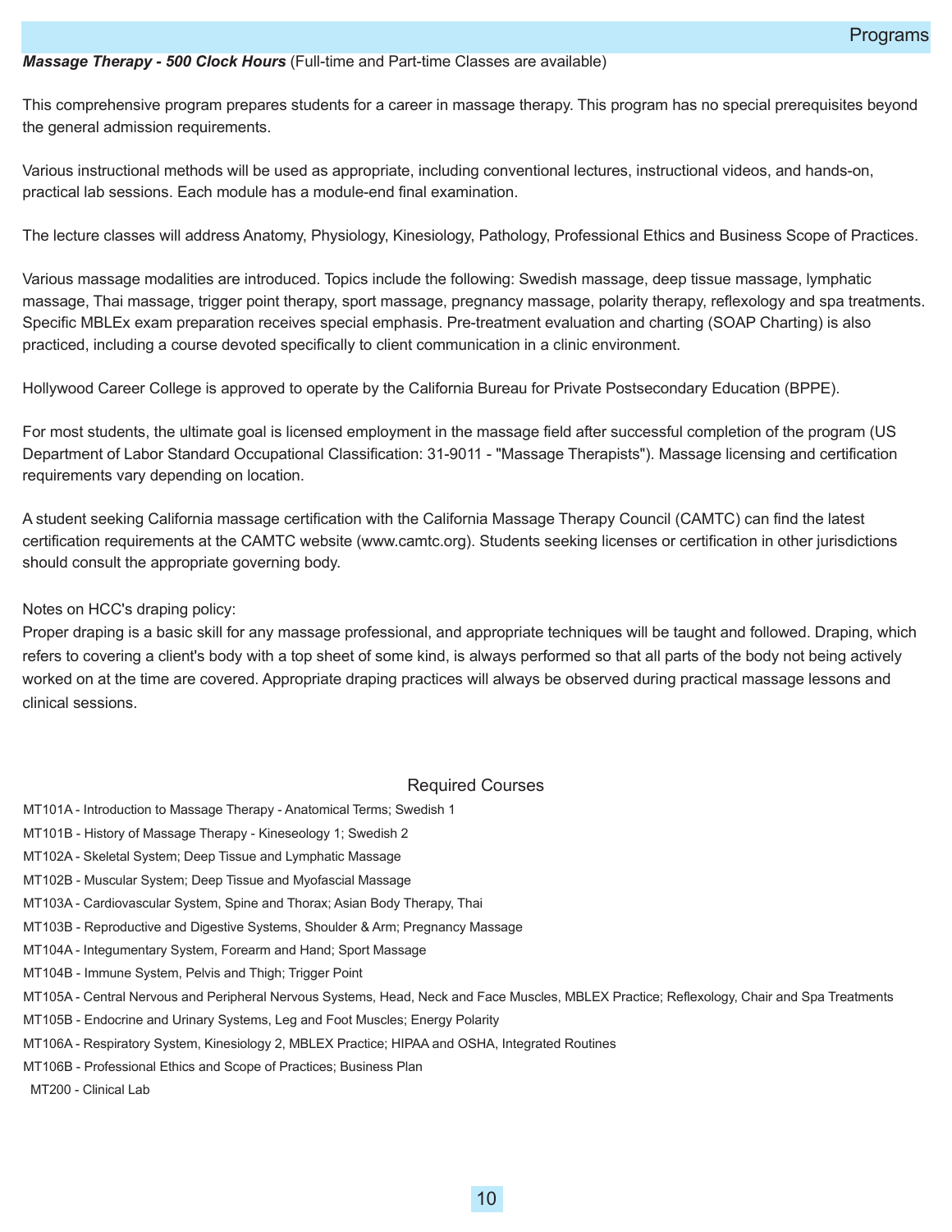***Massage Therapy - 500 Clock Hours*** (Full-time and Part-time Classes are available)

This comprehensive program prepares students for a career in massage therapy. This program has no special prerequisites beyond the general admission requirements.

Various instructional methods will be used as appropriate, including conventional lectures, instructional videos, and hands-on, practical lab sessions. Each module has a module-end final examination.

The lecture classes will address Anatomy, Physiology, Kinesiology, Pathology, Professional Ethics and Business Scope of Practices.

Various massage modalities are introduced. Topics include the following: Swedish massage, deep tissue massage, lymphatic massage, Thai massage, trigger point therapy, sport massage, pregnancy massage, polarity therapy, reflexology and spa treatments. Specific MBLEx exam preparation receives special emphasis. Pre-treatment evaluation and charting (SOAP Charting) is also practiced, including a course devoted specifically to client communication in a clinic environment.

Hollywood Career College is approved to operate by the California Bureau for Private Postsecondary Education (BPPE).

For most students, the ultimate goal is licensed employment in the massage field after successful completion of the program (US Department of Labor Standard Occupational Classification: 31-9011 - "Massage Therapists"). Massage licensing and certification requirements vary depending on location.

A student seeking California massage certification with the California Massage Therapy Council (CAMTC) can find the latest certification requirements at the CAMTC website (www.camtc.org). Students seeking licenses or certification in other jurisdictions should consult the appropriate governing body.

Notes on HCC's draping policy:
Proper draping is a basic skill for any massage professional, and appropriate techniques will be taught and followed. Draping, which refers to covering a client's body with a top sheet of some kind, is always performed so that all parts of the body not being actively worked on at the time are covered. Appropriate draping practices will always be observed during practical massage lessons and clinical sessions.

## Required Courses

MT101A - Introduction to Massage Therapy - Anatomical Terms; Swedish 1
MT101B - History of Massage Therapy - Kineseology 1; Swedish 2
MT102A - Skeletal System; Deep Tissue and Lymphatic Massage
MT102B - Muscular System; Deep Tissue and Myofascial Massage
MT103A - Cardiovascular System, Spine and Thorax; Asian Body Therapy, Thai
MT103B - Reproductive and Digestive Systems, Shoulder & Arm; Pregnancy Massage
MT104A - Integumentary System, Forearm and Hand; Sport Massage
MT104B - Immune System, Pelvis and Thigh; Trigger Point
MT105A - Central Nervous and Peripheral Nervous Systems, Head, Neck and Face Muscles, MBLEX Practice; Reflexology, Chair and Spa Treatments
MT105B - Endocrine and Urinary Systems, Leg and Foot Muscles; Energy Polarity
MT106A - Respiratory System, Kinesiology 2, MBLEX Practice; HIPAA and OSHA, Integrated Routines
MT106B - Professional Ethics and Scope of Practices; Business Plan
MT200 - Clinical Lab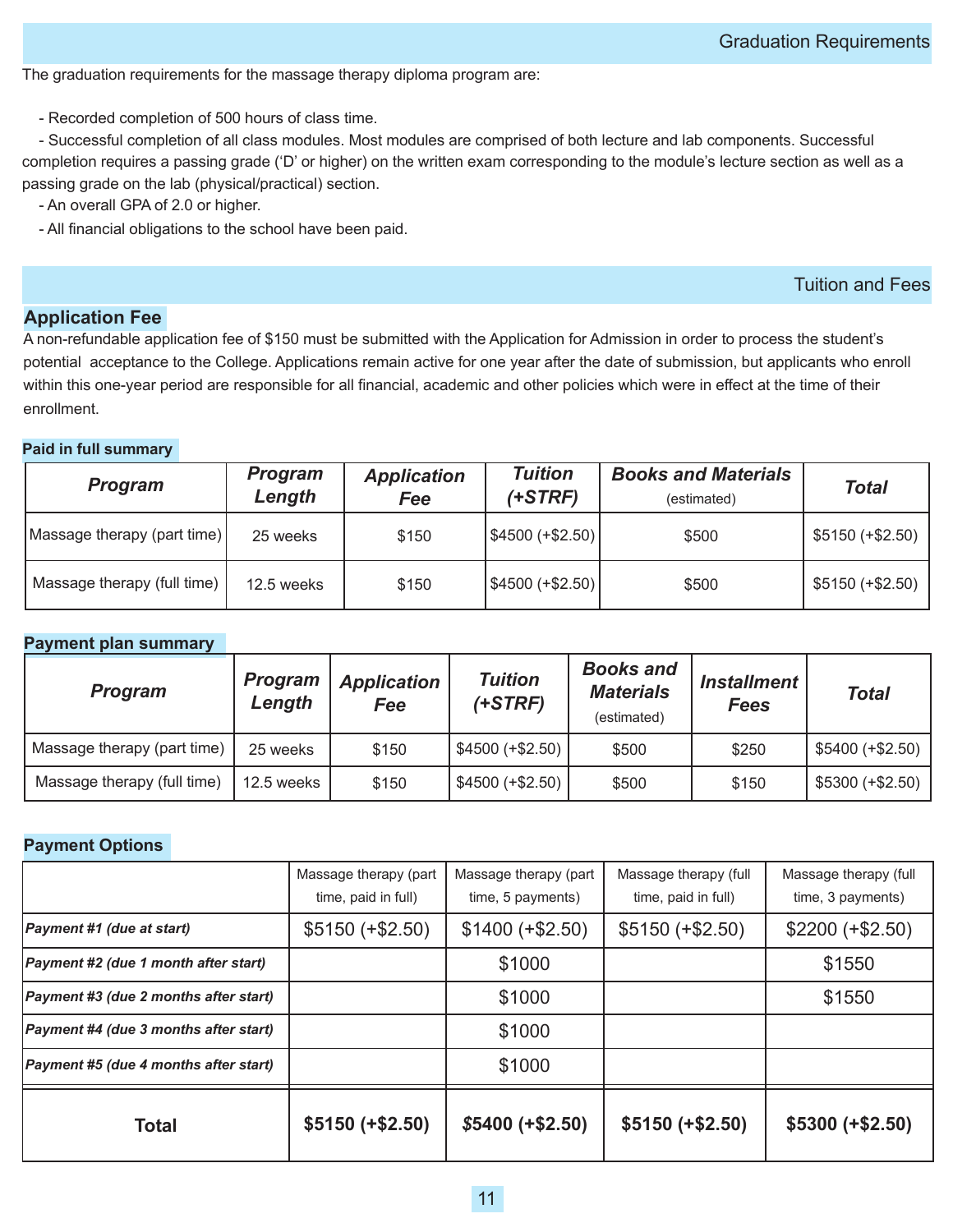## Graduation Requirements

The graduation requirements for the massage therapy diploma program are:

- Recorded completion of 500 hours of class time.
- Successful completion of all class modules. Most modules are comprised of both lecture and lab components. Successful completion requires a passing grade ('D' or higher) on the written exam corresponding to the module's lecture section as well as a passing grade on the lab (physical/practical) section.
- An overall GPA of 2.0 or higher.
- All financial obligations to the school have been paid.

## Tuition and Fees

### Application Fee

A non-refundable application fee of $150 must be submitted with the Application for Admission in order to process the student's potential acceptance to the College. Applications remain active for one year after the date of submission, but applicants who enroll within this one-year period are responsible for all financial, academic and other policies which were in effect at the time of their enrollment.

**Paid in full summary**

| *Program* | *Program Length* | *Application Fee* | *Tuition (+STRF)* | *Books and Materials* (estimated) | *Total* |
|---|---|---|---|---|---|
| Massage therapy (part time) | 25 weeks | $150 | $4500 (+$2.50) | $500 | $5150 (+$2.50) |
| Massage therapy (full time) | 12.5 weeks | $150 | $4500 (+$2.50) | $500 | $5150 (+$2.50) |

**Payment plan summary**

| *Program* | *Program Length* | *Application Fee* | *Tuition (+STRF)* | *Books and Materials* (estimated) | *Installment Fees* | *Total* |
|---|---|---|---|---|---|---|
| Massage therapy (part time) | 25 weeks | $150 | $4500 (+$2.50) | $500 | $250 | $5400 (+$2.50) |
| Massage therapy (full time) | 12.5 weeks | $150 | $4500 (+$2.50) | $500 | $150 | $5300 (+$2.50) |

**Payment Options**

| | Massage therapy (part time, paid in full) | Massage therapy (part time, 5 payments) | Massage therapy (full time, paid in full) | Massage therapy (full time, 3 payments) |
|---|---|---|---|---|
| ***Payment #1 (due at start)*** | $5150 (+$2.50) | $1400 (+$2.50) | $5150 (+$2.50) | $2200 (+$2.50) |
| ***Payment #2 (due 1 month after start)*** | | $1000 | | $1550 |
| ***Payment #3 (due 2 months after start)*** | | $1000 | | $1550 |
| ***Payment #4 (due 3 months after start)*** | | $1000 | | |
| ***Payment #5 (due 4 months after start)*** | | $1000 | | |
| **Total** | **$5150 (+$2.50)** | **$5400 (+$2.50)** | **$5150 (+$2.50)** | **$5300 (+$2.50)** |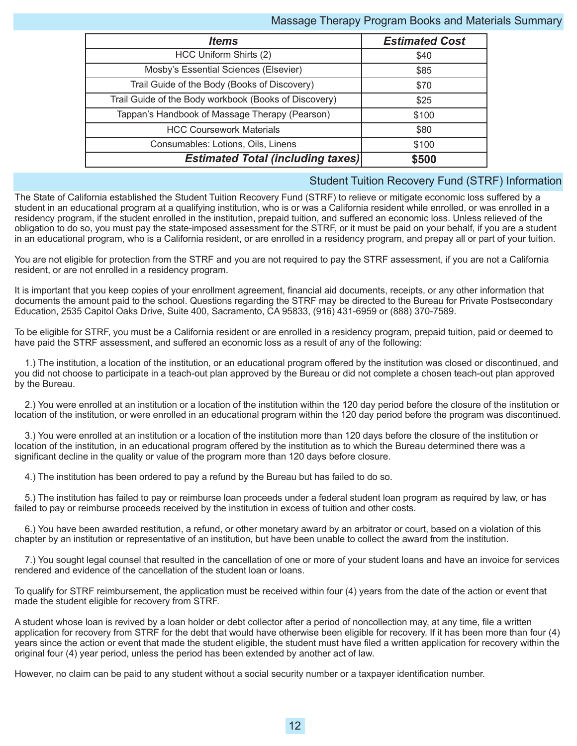## Massage Therapy Program Books and Materials Summary

| ***Items*** | ***Estimated Cost*** |
|---|---|
| HCC Uniform Shirts (2) | $40 |
| Mosby's Essential Sciences (Elsevier) | $85 |
| Trail Guide of the Body (Books of Discovery) | $70 |
| Trail Guide of the Body workbook (Books of Discovery) | $25 |
| Tappan's Handbook of Massage Therapy (Pearson) | $100 |
| HCC Coursework Materials | $80 |
| Consumables: Lotions, Oils, Linens | $100 |
| ***Estimated Total (including taxes)*** | **$500** |

## Student Tuition Recovery Fund (STRF) Information

The State of California established the Student Tuition Recovery Fund (STRF) to relieve or mitigate economic loss suffered by a student in an educational program at a qualifying institution, who is or was a California resident while enrolled, or was enrolled in a residency program, if the student enrolled in the institution, prepaid tuition, and suffered an economic loss. Unless relieved of the obligation to do so, you must pay the state-imposed assessment for the STRF, or it must be paid on your behalf, if you are a student in an educational program, who is a California resident, or are enrolled in a residency program, and prepay all or part of your tuition.

You are not eligible for protection from the STRF and you are not required to pay the STRF assessment, if you are not a California resident, or are not enrolled in a residency program.

It is important that you keep copies of your enrollment agreement, financial aid documents, receipts, or any other information that documents the amount paid to the school. Questions regarding the STRF may be directed to the Bureau for Private Postsecondary Education, 2535 Capitol Oaks Drive, Suite 400, Sacramento, CA 95833, (916) 431-6959 or (888) 370-7589.

To be eligible for STRF, you must be a California resident or are enrolled in a residency program, prepaid tuition, paid or deemed to have paid the STRF assessment, and suffered an economic loss as a result of any of the following:

1.) The institution, a location of the institution, or an educational program offered by the institution was closed or discontinued, and you did not choose to participate in a teach-out plan approved by the Bureau or did not complete a chosen teach-out plan approved by the Bureau.

2.) You were enrolled at an institution or a location of the institution within the 120 day period before the closure of the institution or location of the institution, or were enrolled in an educational program within the 120 day period before the program was discontinued.

3.) You were enrolled at an institution or a location of the institution more than 120 days before the closure of the institution or location of the institution, in an educational program offered by the institution as to which the Bureau determined there was a significant decline in the quality or value of the program more than 120 days before closure.

4.) The institution has been ordered to pay a refund by the Bureau but has failed to do so.

5.) The institution has failed to pay or reimburse loan proceeds under a federal student loan program as required by law, or has failed to pay or reimburse proceeds received by the institution in excess of tuition and other costs.

6.) You have been awarded restitution, a refund, or other monetary award by an arbitrator or court, based on a violation of this chapter by an institution or representative of an institution, but have been unable to collect the award from the institution.

7.) You sought legal counsel that resulted in the cancellation of one or more of your student loans and have an invoice for services rendered and evidence of the cancellation of the student loan or loans.

To qualify for STRF reimbursement, the application must be received within four (4) years from the date of the action or event that made the student eligible for recovery from STRF.

A student whose loan is revived by a loan holder or debt collector after a period of noncollection may, at any time, file a written application for recovery from STRF for the debt that would have otherwise been eligible for recovery. If it has been more than four (4) years since the action or event that made the student eligible, the student must have filed a written application for recovery within the original four (4) year period, unless the period has been extended by another act of law.

However, no claim can be paid to any student without a social security number or a taxpayer identification number.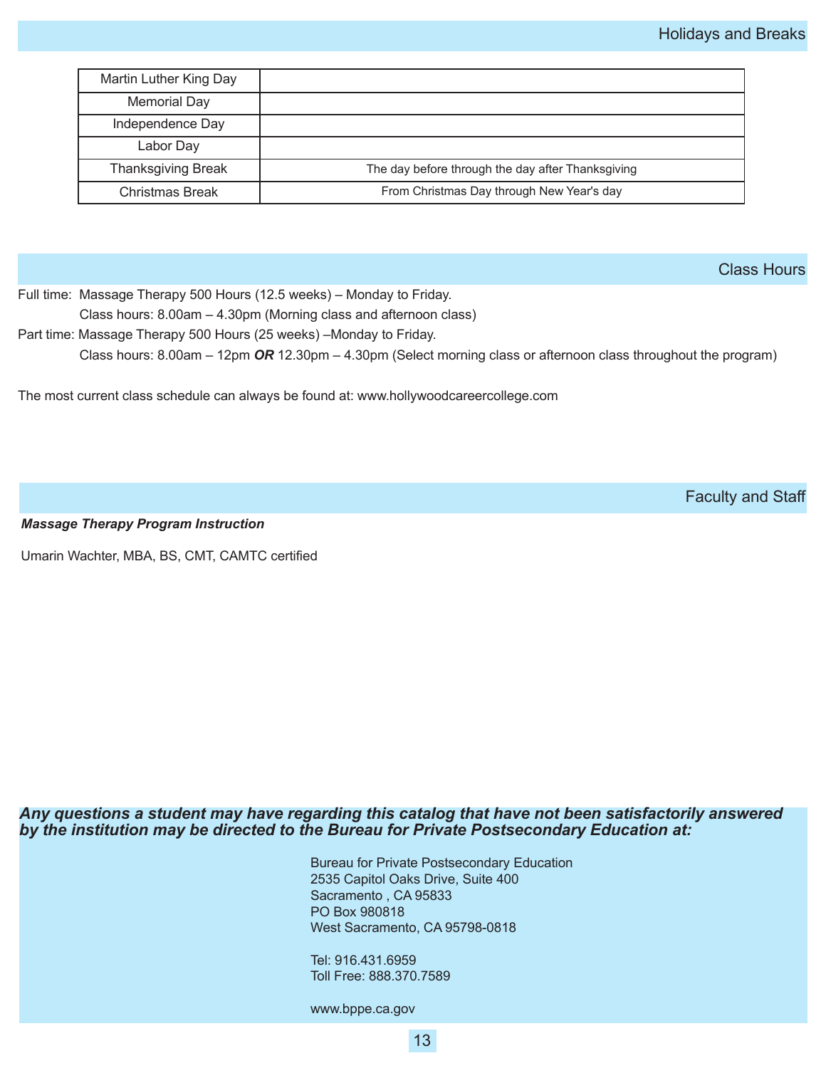## Holidays and Breaks

| | |
|---|---|
| Martin Luther King Day | |
| Memorial Day | |
| Independence Day | |
| Labor Day | |
| Thanksgiving Break | The day before through the day after Thanksgiving |
| Christmas Break | From Christmas Day through New Year's day |

## Class Hours

Full time: Massage Therapy 500 Hours (12.5 weeks) – Monday to Friday.
Class hours: 8.00am – 4.30pm (Morning class and afternoon class)

Part time: Massage Therapy 500 Hours (25 weeks) –Monday to Friday.
Class hours: 8.00am – 12pm ***OR*** 12.30pm – 4.30pm (Select morning class or afternoon class throughout the program)

The most current class schedule can always be found at: www.hollywoodcareercollege.com

## Faculty and Staff

***Massage Therapy Program Instruction***

Umarin Wachter, MBA, BS, CMT, CAMTC certified

***Any questions a student may have regarding this catalog that have not been satisfactorily answered by the institution may be directed to the Bureau for Private Postsecondary Education at:***

Bureau for Private Postsecondary Education
2535 Capitol Oaks Drive, Suite 400
Sacramento , CA 95833
PO Box 980818
West Sacramento, CA 95798-0818

Tel: 916.431.6959
Toll Free: 888.370.7589

www.bppe.ca.gov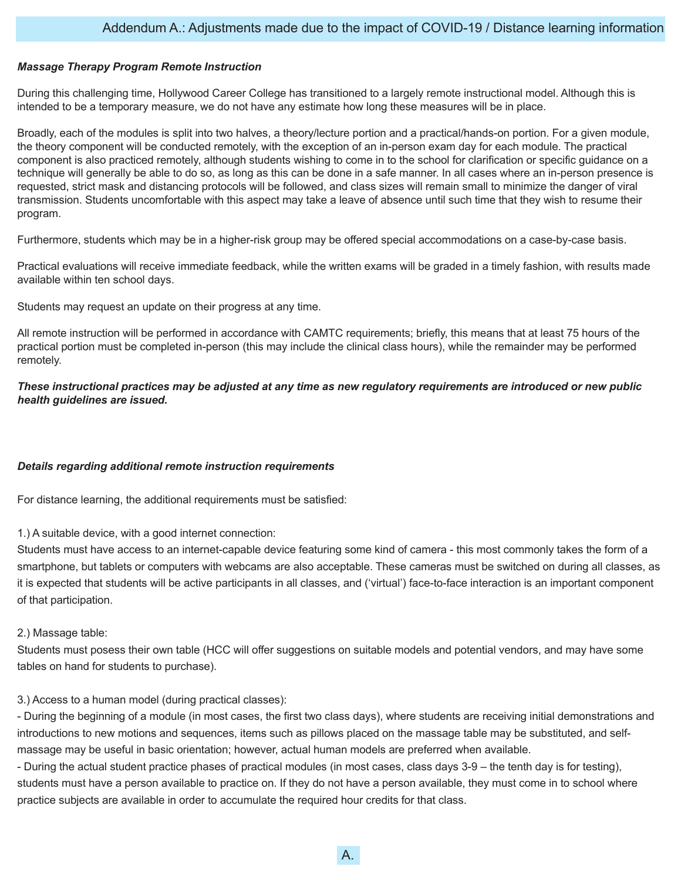# Addendum A.: Adjustments made due to the impact of COVID-19 / Distance learning information

***Massage Therapy Program Remote Instruction***

During this challenging time, Hollywood Career College has transitioned to a largely remote instructional model. Although this is intended to be a temporary measure, we do not have any estimate how long these measures will be in place.

Broadly, each of the modules is split into two halves, a theory/lecture portion and a practical/hands-on portion. For a given module, the theory component will be conducted remotely, with the exception of an in-person exam day for each module. The practical component is also practiced remotely, although students wishing to come in to the school for clarification or specific guidance on a technique will generally be able to do so, as long as this can be done in a safe manner. In all cases where an in-person presence is requested, strict mask and distancing protocols will be followed, and class sizes will remain small to minimize the danger of viral transmission. Students uncomfortable with this aspect may take a leave of absence until such time that they wish to resume their program.

Furthermore, students which may be in a higher-risk group may be offered special accommodations on a case-by-case basis.

Practical evaluations will receive immediate feedback, while the written exams will be graded in a timely fashion, with results made available within ten school days.

Students may request an update on their progress at any time.

All remote instruction will be performed in accordance with CAMTC requirements; briefly, this means that at least 75 hours of the practical portion must be completed in-person (this may include the clinical class hours), while the remainder may be performed remotely.

***These instructional practices may be adjusted at any time as new regulatory requirements are introduced or new public health guidelines are issued.***

***Details regarding additional remote instruction requirements***

For distance learning, the additional requirements must be satisfied:

1.) A suitable device, with a good internet connection:
Students must have access to an internet-capable device featuring some kind of camera - this most commonly takes the form of a smartphone, but tablets or computers with webcams are also acceptable. These cameras must be switched on during all classes, as it is expected that students will be active participants in all classes, and ('virtual') face-to-face interaction is an important component of that participation.

2.) Massage table:
Students must posess their own table (HCC will offer suggestions on suitable models and potential vendors, and may have some tables on hand for students to purchase).

3.) Access to a human model (during practical classes):
- During the beginning of a module (in most cases, the first two class days), where students are receiving initial demonstrations and introductions to new motions and sequences, items such as pillows placed on the massage table may be substituted, and self-massage may be useful in basic orientation; however, actual human models are preferred when available.
- During the actual student practice phases of practical modules (in most cases, class days 3-9 – the tenth day is for testing), students must have a person available to practice on. If they do not have a person available, they must come in to school where practice subjects are available in order to accumulate the required hour credits for that class.